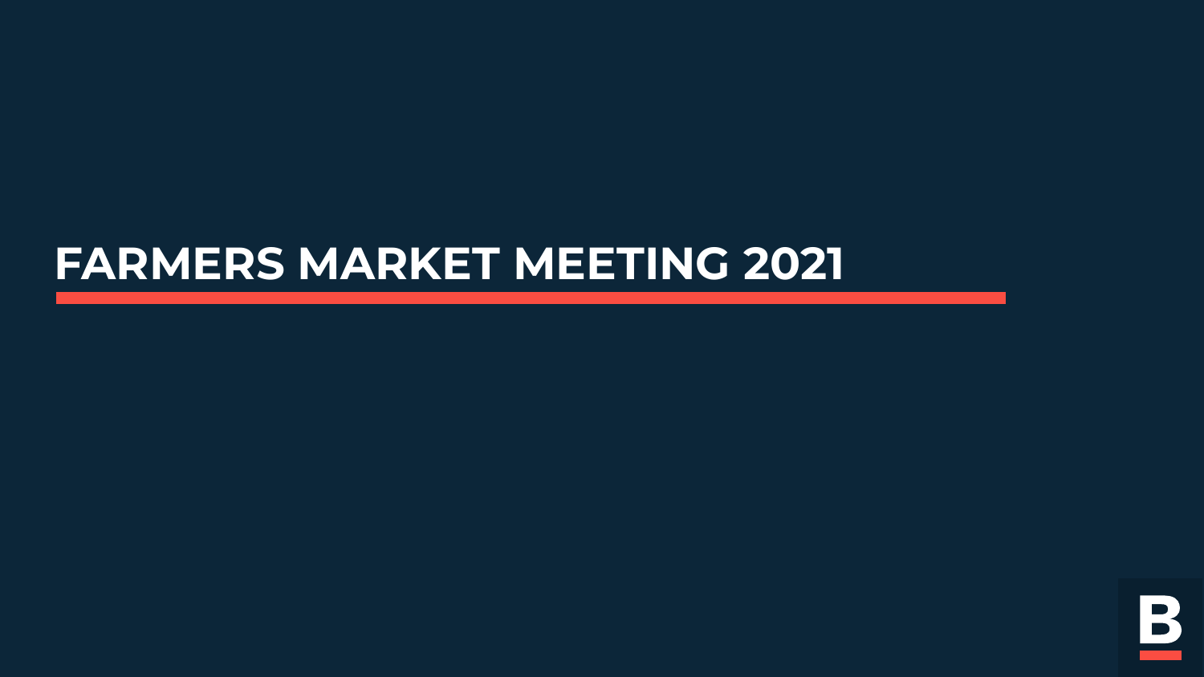# FARMERS MARKET MEETING 2021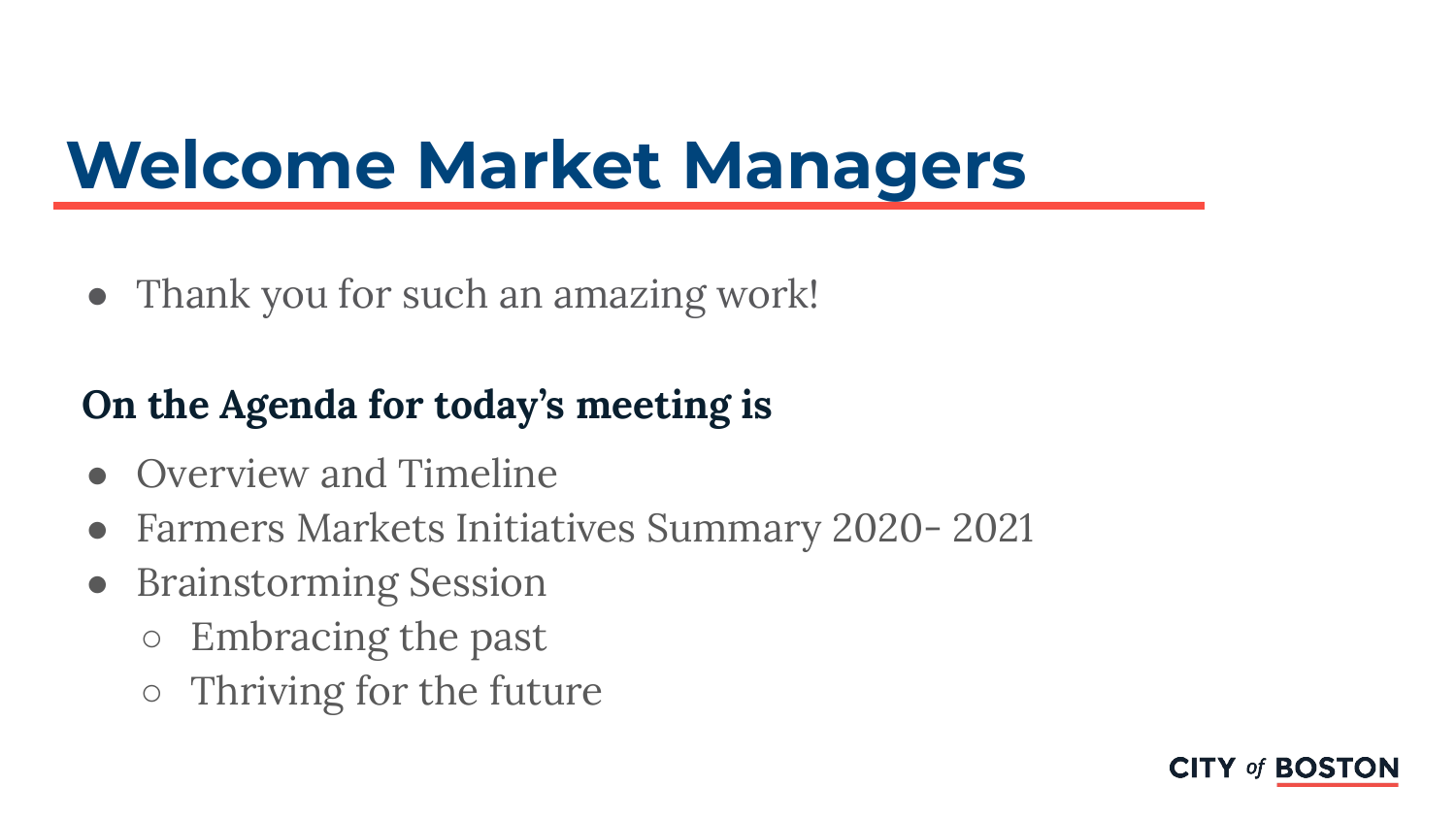# Welcome Market Managers

- Thank you for such an amazing work!

**On the Agenda for today's meeting is**

- Overview and Timeline
- Farmers Markets Initiatives Summary 2020- 2021
- Brainstorming Session
  - Embracing the past
  - Thriving for the future

CITY of BOSTON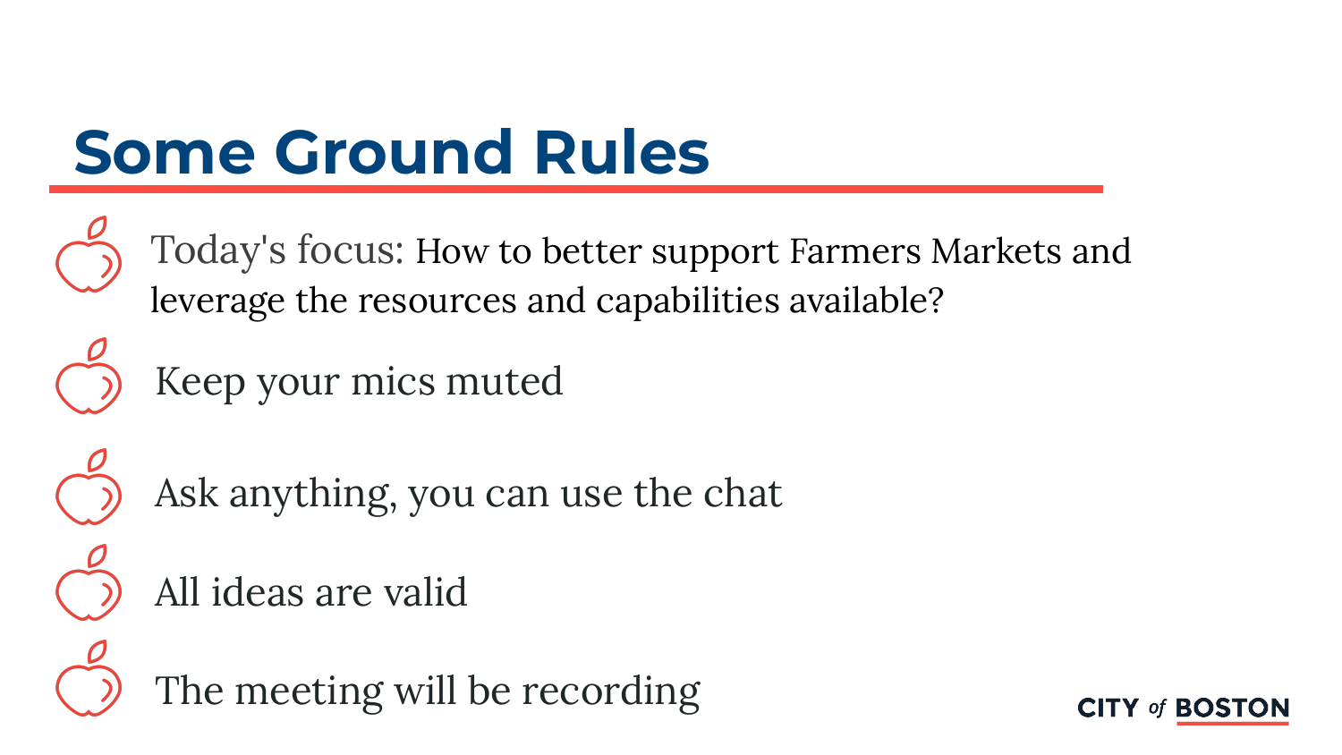# Some Ground Rules

- Today's focus: How to better support Farmers Markets and leverage the resources and capabilities available?
- Keep your mics muted
- Ask anything, you can use the chat
- All ideas are valid
- The meeting will be recording

CITY of BOSTON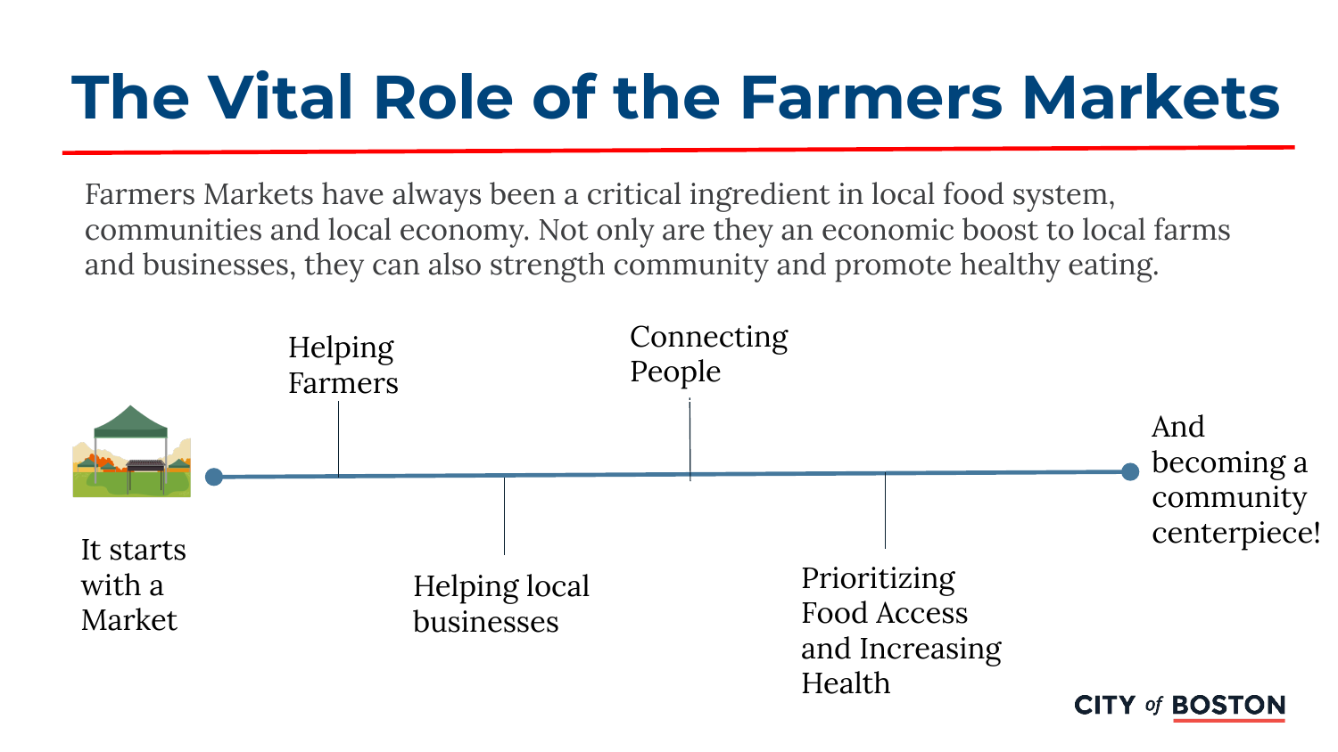# The Vital Role of the Farmers Markets

Farmers Markets have always been a critical ingredient in local food system, communities and local economy. Not only are they an economic boost to local farms and businesses, they can also strength community and promote healthy eating.

- It starts with a Market
- Helping Farmers
- Helping local businesses
- Connecting People
- Prioritizing Food Access and Increasing Health
- And becoming a community centerpiece!

CITY of BOSTON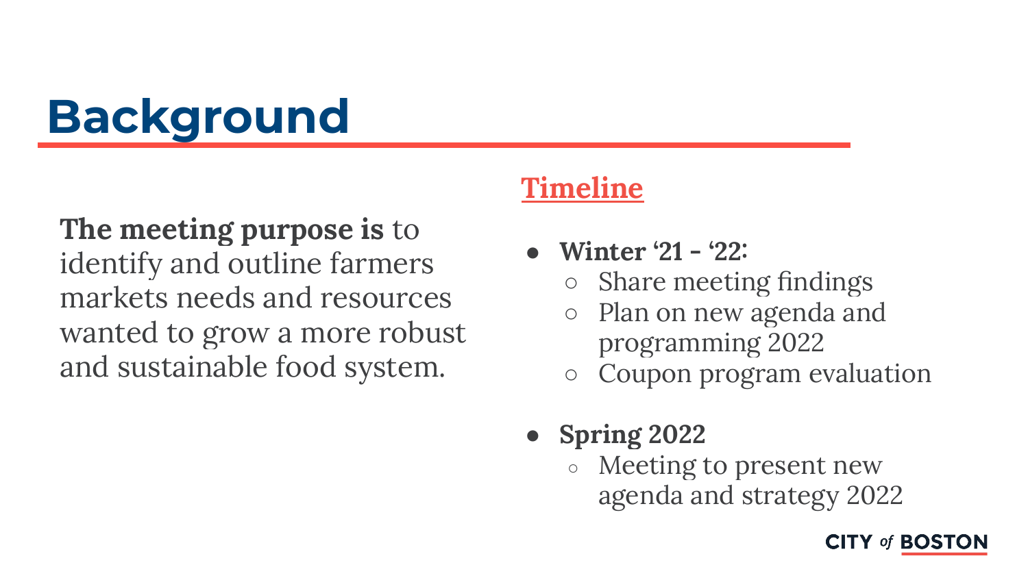# Background

**The meeting purpose is** to identify and outline farmers markets needs and resources wanted to grow a more robust and sustainable food system.

## Timeline

- **Winter '21 - '22:**
  - Share meeting findings
  - Plan on new agenda and programming 2022
  - Coupon program evaluation
- **Spring 2022**
  - Meeting to present new agenda and strategy 2022

CITY of BOSTON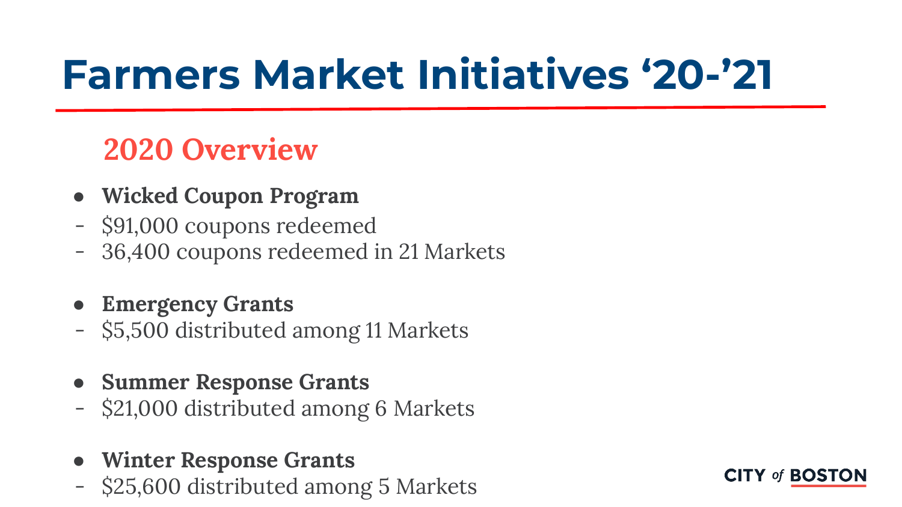# Farmers Market Initiatives '20-'21

## 2020 Overview

- **Wicked Coupon Program**
  - $91,000 coupons redeemed
  - 36,400 coupons redeemed in 21 Markets
- **Emergency Grants**
  - $5,500 distributed among 11 Markets
- **Summer Response Grants**
  - $21,000 distributed among 6 Markets
- **Winter Response Grants**
  - $25,600 distributed among 5 Markets

CITY of BOSTON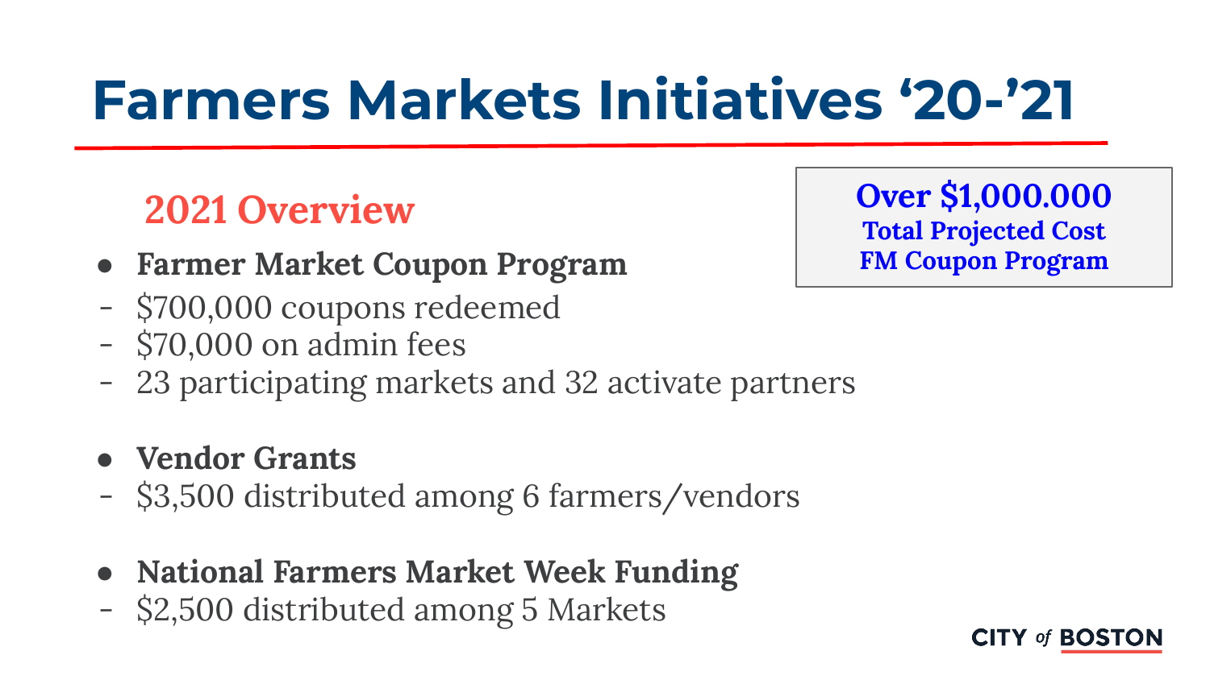# Farmers Markets Initiatives '20-'21

**Over $1,000.000**
**Total Projected Cost**
**FM Coupon Program**

## 2021 Overview

- **Farmer Market Coupon Program**
  - $700,000 coupons redeemed
  - $70,000 on admin fees
  - 23 participating markets and 32 activate partners

- **Vendor Grants**
  - $3,500 distributed among 6 farmers/vendors

- **National Farmers Market Week Funding**
  - $2,500 distributed among 5 Markets

CITY of BOSTON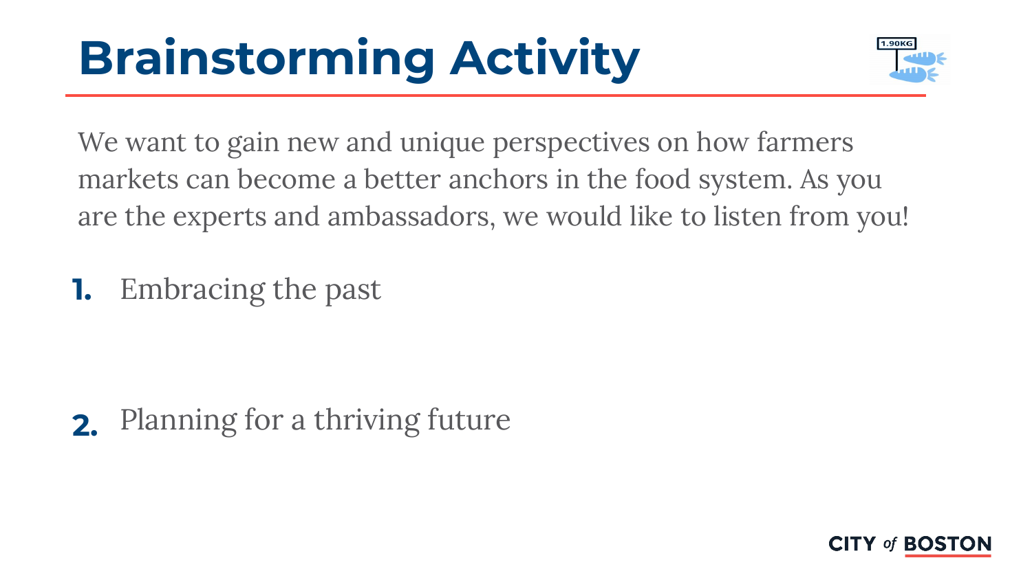# Brainstorming Activity

We want to gain new and unique perspectives on how farmers markets can become a better anchors in the food system. As you are the experts and ambassadors, we would like to listen from you!

1. Embracing the past

2. Planning for a thriving future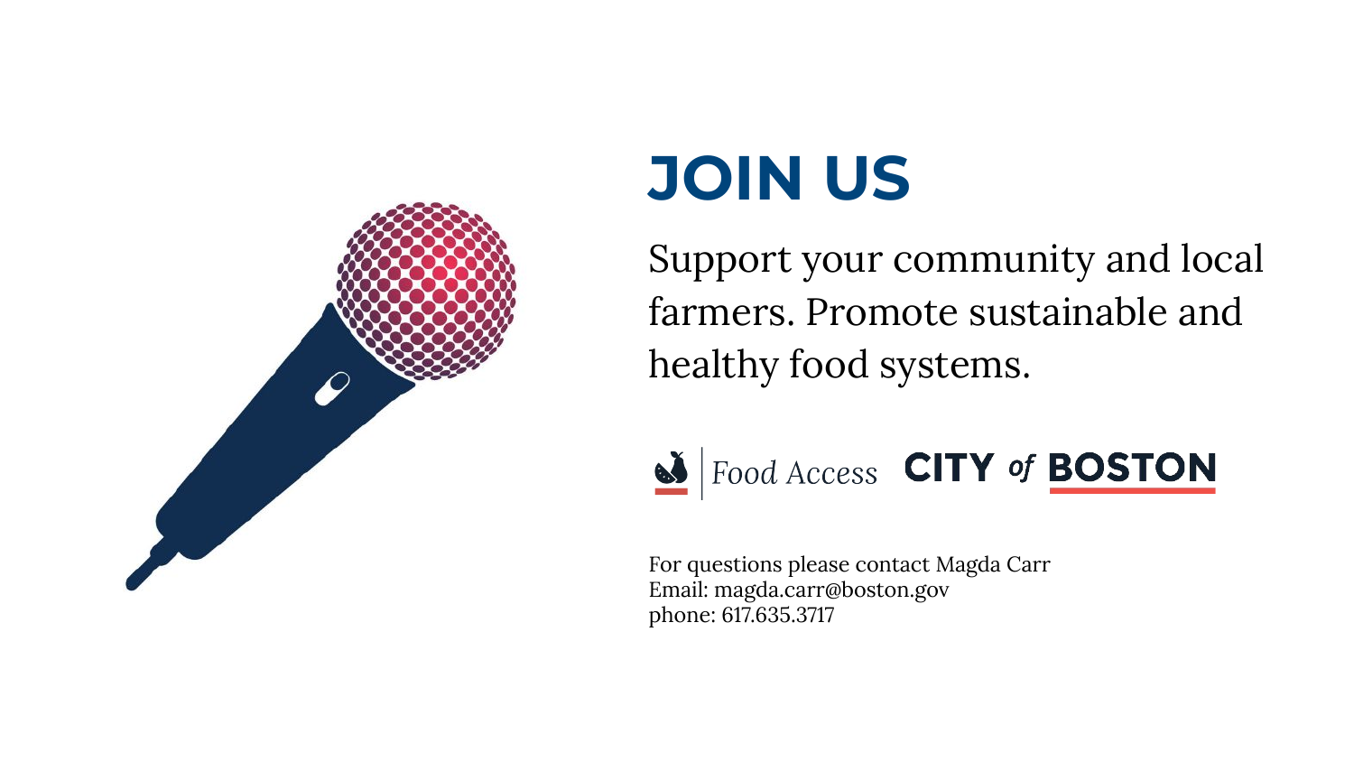# JOIN US

Support your community and local farmers. Promote sustainable and healthy food systems.

Food Access CITY of BOSTON

For questions please contact Magda Carr
Email: magda.carr@boston.gov
phone: 617.635.3717